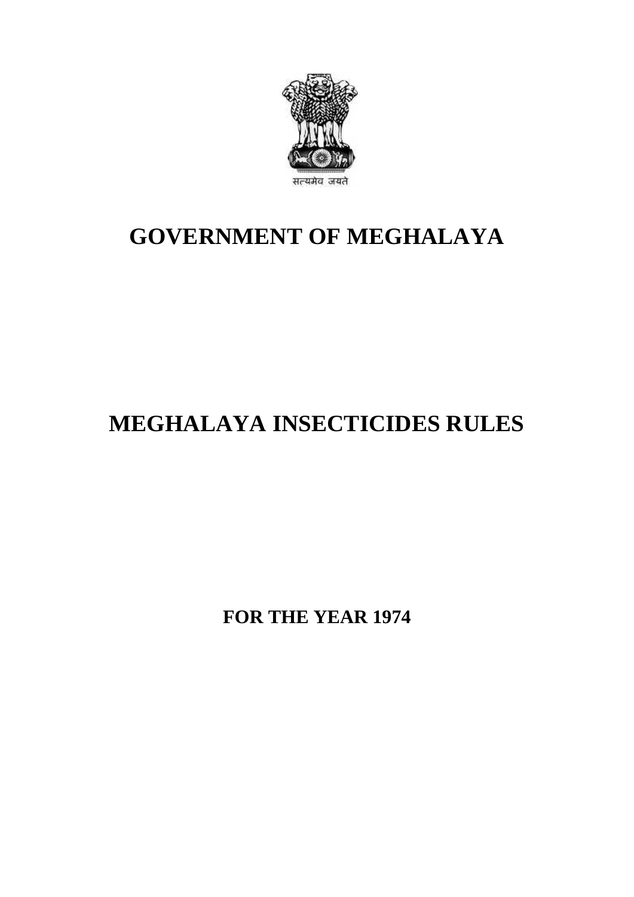सत्यमेव जयते

# GOVERNMENT OF MEGHALAYA

# MEGHALAYA INSECTICIDES RULES

**FOR THE YEAR 1974**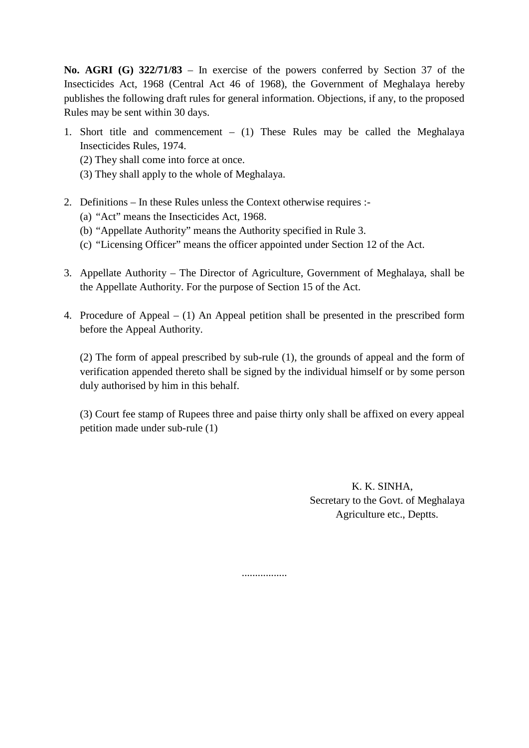**No. AGRI (G) 322/71/83** – In exercise of the powers conferred by Section 37 of the Insecticides Act, 1968 (Central Act 46 of 1968), the Government of Meghalaya hereby publishes the following draft rules for general information. Objections, if any, to the proposed Rules may be sent within 30 days.

1. Short title and commencement – (1) These Rules may be called the Meghalaya Insecticides Rules, 1974.
   (2) They shall come into force at once.
   (3) They shall apply to the whole of Meghalaya.

2. Definitions – In these Rules unless the Context otherwise requires :-
   (a) "Act" means the Insecticides Act, 1968.
   (b) "Appellate Authority" means the Authority specified in Rule 3.
   (c) "Licensing Officer" means the officer appointed under Section 12 of the Act.

3. Appellate Authority – The Director of Agriculture, Government of Meghalaya, shall be the Appellate Authority. For the purpose of Section 15 of the Act.

4. Procedure of Appeal – (1) An Appeal petition shall be presented in the prescribed form before the Appeal Authority.

   (2) The form of appeal prescribed by sub-rule (1), the grounds of appeal and the form of verification appended thereto shall be signed by the individual himself or by some person duly authorised by him in this behalf.

   (3) Court fee stamp of Rupees three and paise thirty only shall be affixed on every appeal petition made under sub-rule (1)

K. K. SINHA,
Secretary to the Govt. of Meghalaya
Agriculture etc., Deptts.

.................